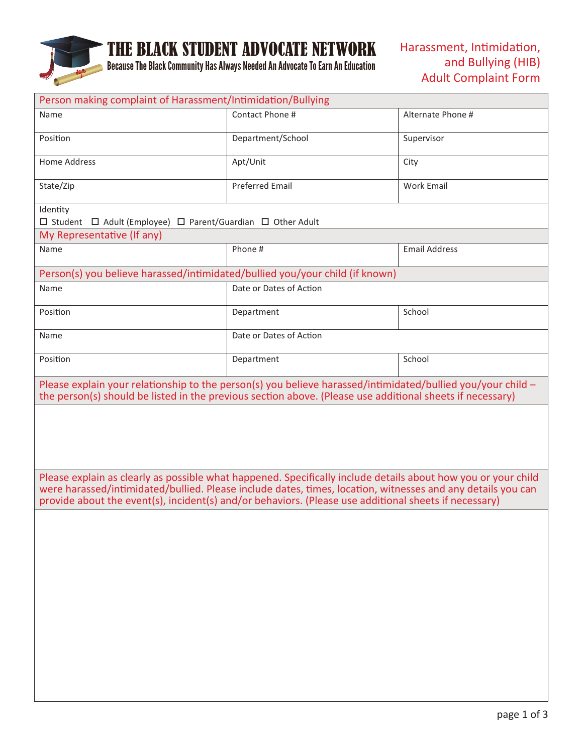# THE BLACK STUDENT ADVOCATE NETWORK

**Because The Black Community Has Always Needed An Advocate To Earn An Education**

## Harassment, Intimidation, and Bullying (HIB) Adult Complaint Form

### Person making complaint of Harassment/Intimidation/Bullying

| Name | Contact Phone # | Alternate Phone # |
|---|---|---|
| Position | Department/School | Supervisor |
| Home Address | Apt/Unit | City |
| State/Zip | Preferred Email | Work Email |

Identity
☐ Student ☐ Adult (Employee) ☐ Parent/Guardian ☐ Other Adult

### My Representative (If any)

| Name | Phone # | Email Address |
|---|---|---|

### Person(s) you believe harassed/intimidated/bullied you/your child (if known)

| Name | Date or Dates of Action | |
|---|---|---|
| Position | Department | School |
| Name | Date or Dates of Action | |
| Position | Department | School |

### Please explain your relationship to the person(s) you believe harassed/intimidated/bullied you/your child – the person(s) should be listed in the previous section above. (Please use additional sheets if necessary)

### Please explain as clearly as possible what happened. Specifically include details about how you or your child were harassed/intimidated/bullied. Please include dates, times, location, witnesses and any details you can provide about the event(s), incident(s) and/or behaviors. (Please use additional sheets if necessary)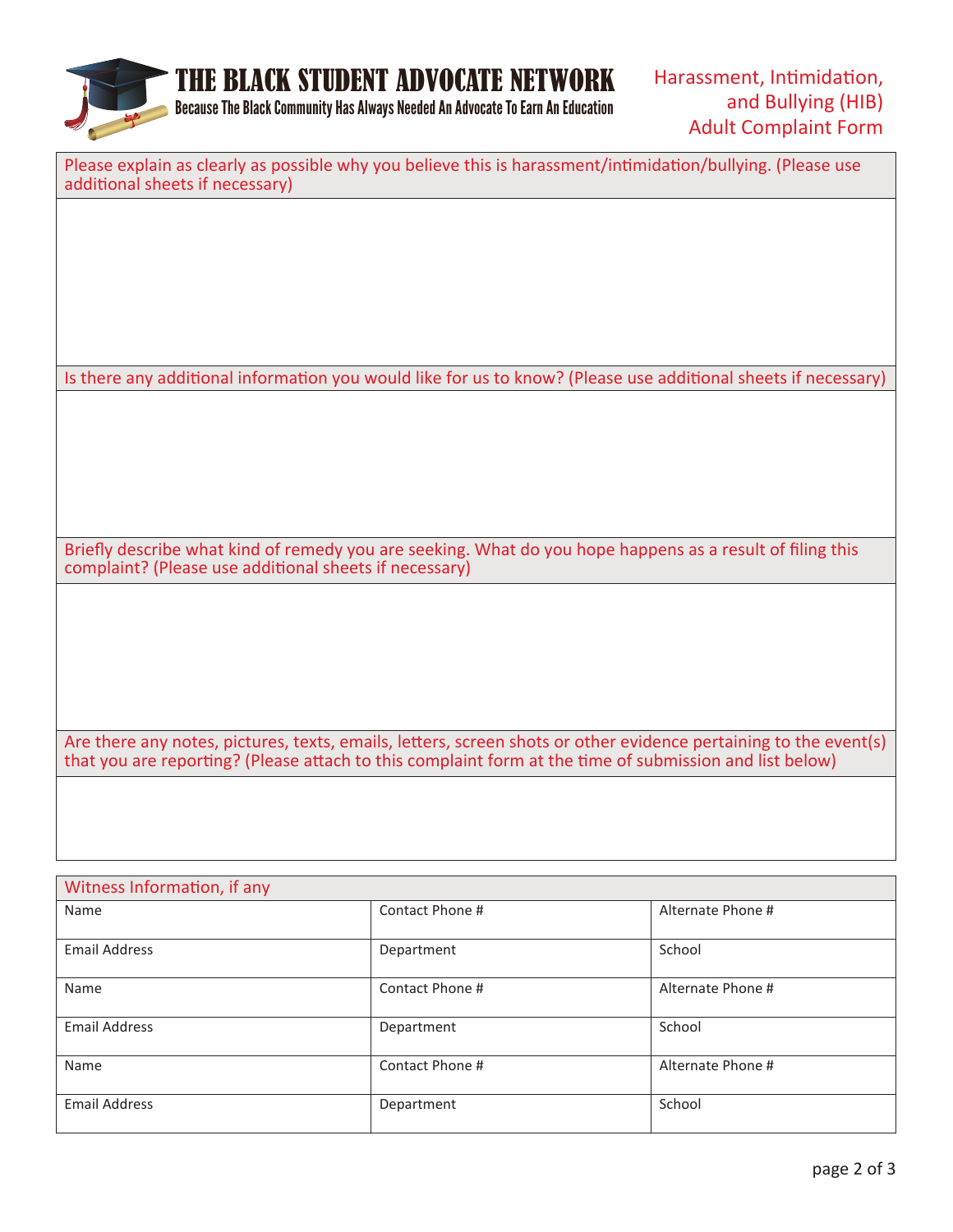# THE BLACK STUDENT ADVOCATE NETWORK

**Because The Black Community Has Always Needed An Advocate To Earn An Education**

## Harassment, Intimidation, and Bullying (HIB) Adult Complaint Form

Please explain as clearly as possible why you believe this is harassment/intimidation/bullying. (Please use additional sheets if necessary)

Is there any additional information you would like for us to know? (Please use additional sheets if necessary)

Briefly describe what kind of remedy you are seeking. What do you hope happens as a result of filing this complaint? (Please use additional sheets if necessary)

Are there any notes, pictures, texts, emails, letters, screen shots or other evidence pertaining to the event(s) that you are reporting? (Please attach to this complaint form at the time of submission and list below)

| Witness Information, if any | | |
|---|---|---|
| Name | Contact Phone # | Alternate Phone # |
| Email Address | Department | School |
| Name | Contact Phone # | Alternate Phone # |
| Email Address | Department | School |
| Name | Contact Phone # | Alternate Phone # |
| Email Address | Department | School |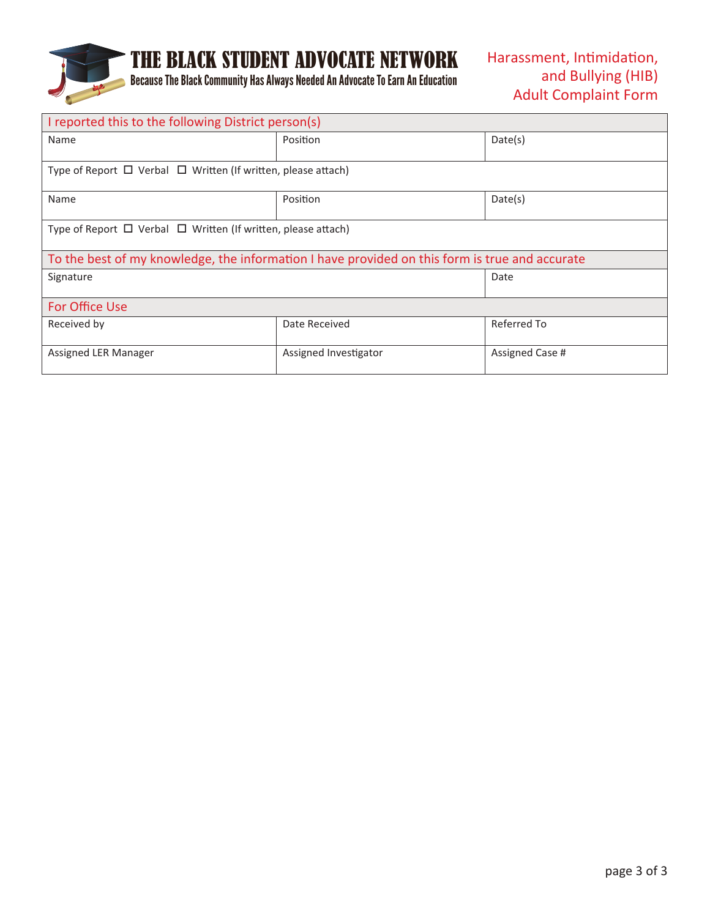# THE BLACK STUDENT ADVOCATE NETWORK

Because The Black Community Has Always Needed An Advocate To Earn An Education

## Harassment, Intimidation, and Bullying (HIB) Adult Complaint Form

| I reported this to the following District person(s) | | |
|---|---|---|
| Name | Position | Date(s) |
| Type of Report ☐ Verbal ☐ Written (If written, please attach) | | |
| Name | Position | Date(s) |
| Type of Report ☐ Verbal ☐ Written (If written, please attach) | | |

| To the best of my knowledge, the information I have provided on this form is true and accurate | |
|---|---|
| Signature | Date |

| For Office Use | | |
|---|---|---|
| Received by | Date Received | Referred To |
| Assigned LER Manager | Assigned Investigator | Assigned Case # |